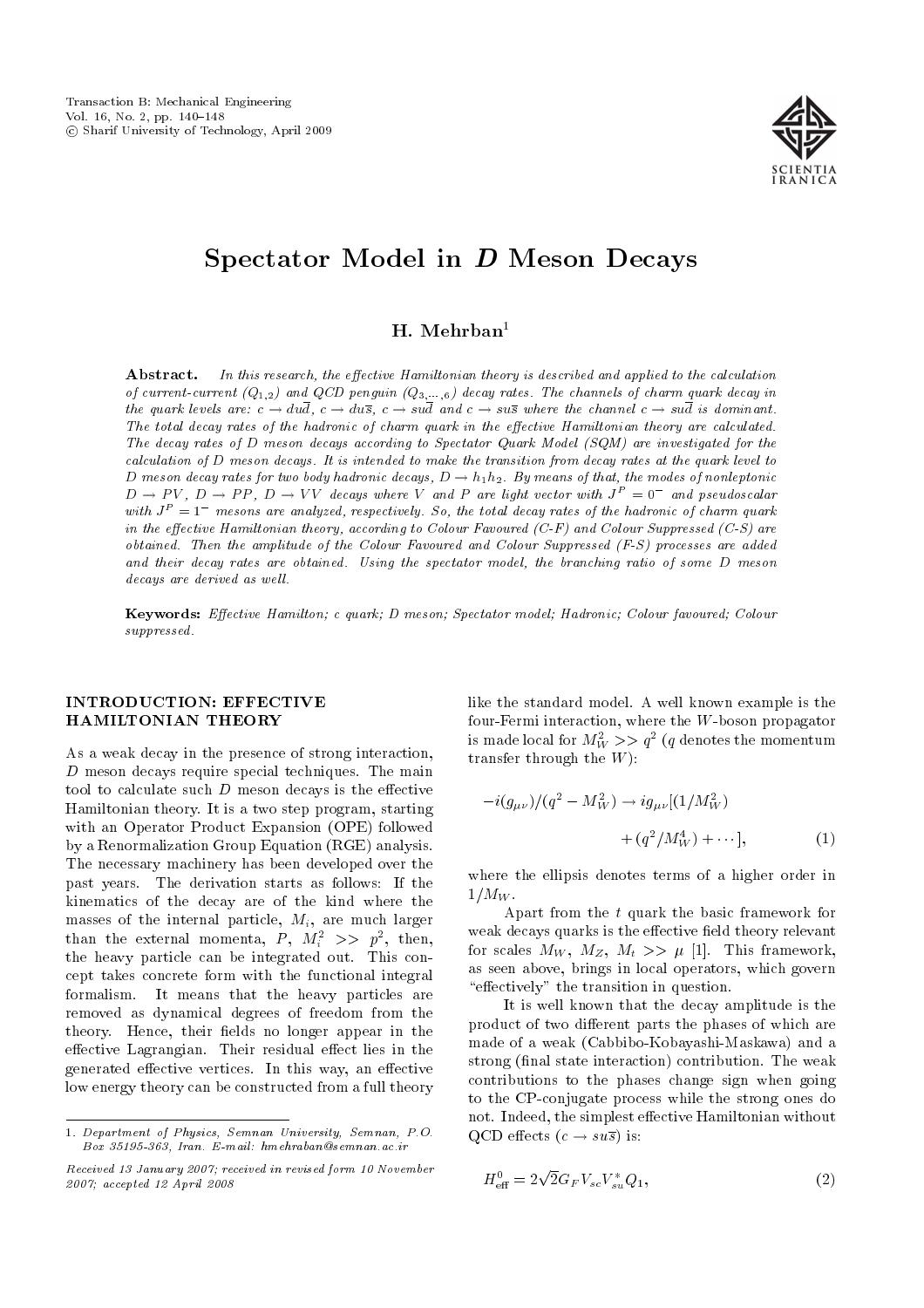# Spectator Model in $D$ Meson Decays

## H. Mehrban[1]

**Abstract.** *In this research, the effective Hamiltonian theory is described and applied to the calculation of current-current ($Q_{1,2}$) and QCD penguin ($Q_{3,\ldots,6}$) decay rates. The channels of charm quark decay in the quark levels are: $c \to du\overline{d}$, $c \to du\overline{s}$, $c \to su\overline{d}$ and $c \to su\overline{s}$ where the channel $c \to su\overline{d}$ is dominant. The total decay rates of the hadronic of charm quark in the effective Hamiltonian theory are calculated. The decay rates of $D$ meson decays according to Spectator Quark Model (SQM) are investigated for the calculation of $D$ meson decays. It is intended to make the transition from decay rates at the quark level to $D$ meson decay rates for two body hadronic decays, $D \to h_1 h_2$. By means of that, the modes of nonleptonic $D \to PV$, $D \to PP$, $D \to VV$ decays where $V$ and $P$ are light vector with $J^P = 0^-$ and pseudoscalar with $J^P = 1^-$ mesons are analyzed, respectively. So, the total decay rates of the hadronic of charm quark in the effective Hamiltonian theory, according to Colour Favoured (C-F) and Colour Suppressed (C-S) are obtained. Then the amplitude of the Colour Favoured and Colour Suppressed (F-S) processes are added and their decay rates are obtained. Using the spectator model, the branching ratio of some $D$ meson decays are derived as well.*

**Keywords:** *Effective Hamilton; c quark; D meson; Spectator model; Hadronic; Colour favoured; Colour suppressed.*

## INTRODUCTION: EFFECTIVE HAMILTONIAN THEORY

As a weak decay in the presence of strong interaction, $D$ meson decays require special techniques. The main tool to calculate such $D$ meson decays is the effective Hamiltonian theory. It is a two step program, starting with an Operator Product Expansion (OPE) followed by a Renormalization Group Equation (RGE) analysis. The necessary machinery has been developed over the past years. The derivation starts as follows: If the kinematics of the decay are of the kind where the masses of the internal particle, $M_i$, are much larger than the external momenta, $P$, $M_i^2 >> p^2$, then, the heavy particle can be integrated out. This concept takes concrete form with the functional integral formalism. It means that the heavy particles are removed as dynamical degrees of freedom from the theory. Hence, their fields no longer appear in the effective Lagrangian. Their residual effect lies in the generated effective vertices. In this way, an effective low energy theory can be constructed from a full theory like the standard model. A well known example is the four-Fermi interaction, where the $W$-boson propagator is made local for $M_W^2 >> q^2$ ($q$ denotes the momentum transfer through the $W$):

$$-i(g_{\mu\nu})/(q^2 - M_W^2) \to ig_{\mu\nu}[(1/M_W^2) + (q^2/M_W^4) + \cdots], \qquad (1)$$

where the ellipsis denotes terms of a higher order in $1/M_W$.

Apart from the $t$ quark the basic framework for weak decays quarks is the effective field theory relevant for scales $M_W$, $M_Z$, $M_t >> \mu$ [1]. This framework, as seen above, brings in local operators, which govern "effectively" the transition in question.

It is well known that the decay amplitude is the product of two different parts the phases of which are made of a weak (Cabbibo-Kobayashi-Maskawa) and a strong (final state interaction) contribution. The weak contributions to the phases change sign when going to the CP-conjugate process while the strong ones do not. Indeed, the simplest effective Hamiltonian without QCD effects ($c \to su\overline{s}$) is:

$$H^0_{\text{eff}} = 2\sqrt{2} G_F V_{sc} V^*_{su} Q_1, \qquad (2)$$

1. *Department of Physics, Semnan University, Semnan, P.O. Box 35195-363, Iran. E-mail: hmehraban@semnan.ac.ir*

*Received 13 January 2007; received in revised form 10 November 2007; accepted 12 April 2008*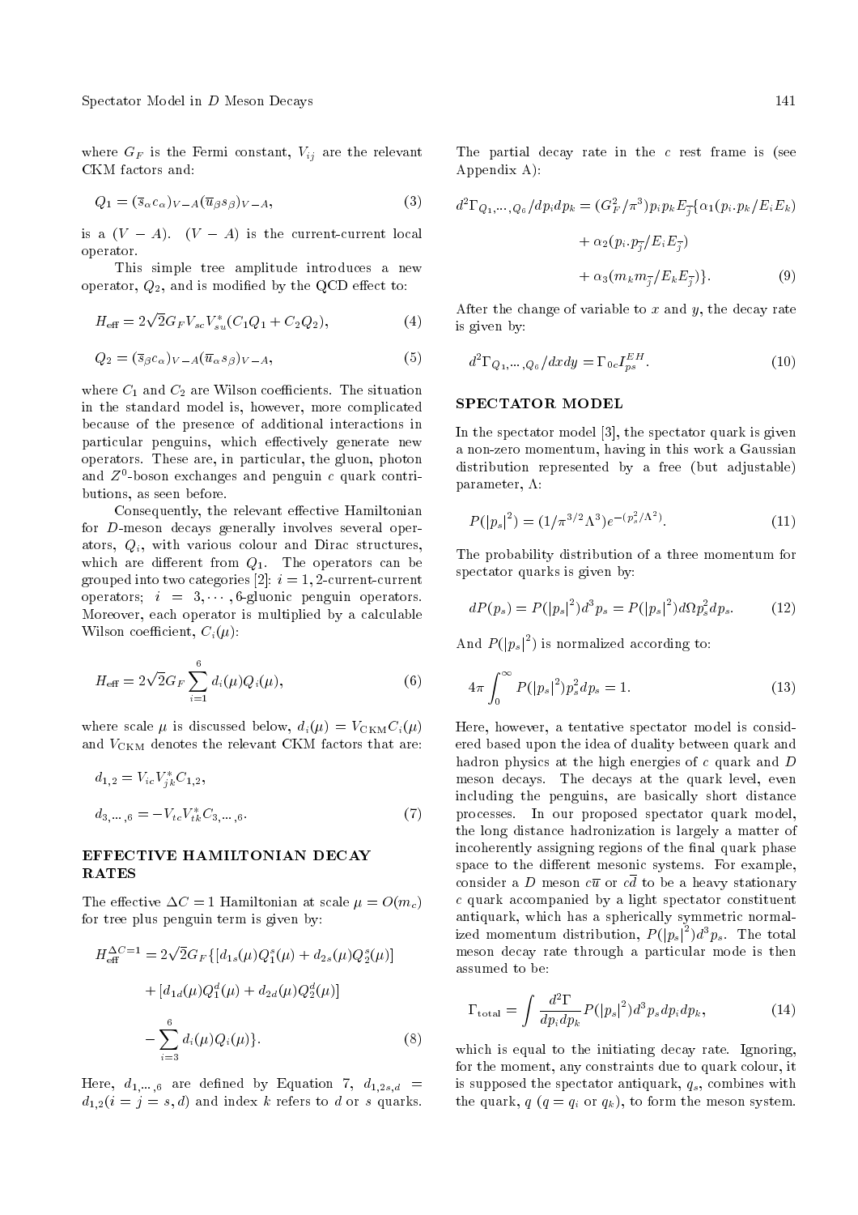where $G_F$ is the Fermi constant, $V_{ij}$ are the relevant CKM factors and:

$$Q_1 = (\overline{s}_\alpha c_\alpha)_{V-A}(\overline{u}_\beta s_\beta)_{V-A}, \tag{3}$$

is a $(V-A)$. $(V-A)$ is the current-current local operator.

This simple tree amplitude introduces a new operator, $Q_2$, and is modified by the QCD effect to:

$$H_{\text{eff}} = 2\sqrt{2}G_F V_{sc}V_{su}^*(C_1Q_1 + C_2Q_2), \tag{4}$$

$$Q_2 = (\overline{s}_\beta c_\alpha)_{V-A}(\overline{u}_\alpha s_\beta)_{V-A}, \tag{5}$$

where $C_1$ and $C_2$ are Wilson coefficients. The situation in the standard model is, however, more complicated because of the presence of additional interactions in particular penguins, which effectively generate new operators. These are, in particular, the gluon, photon and $Z^0$-boson exchanges and penguin $c$ quark contributions, as seen before.

Consequently, the relevant effective Hamiltonian for $D$-meson decays generally involves several operators, $Q_i$, with various colour and Dirac structures, which are different from $Q_1$. The operators can be grouped into two categories [2]: $i = 1, 2$-current-current operators; $i = 3, \cdots, 6$-gluonic penguin operators. Moreover, each operator is multiplied by a calculable Wilson coefficient, $C_i(\mu)$:

$$H_{\text{eff}} = 2\sqrt{2}G_F \sum_{i=1}^{6} d_i(\mu)Q_i(\mu), \tag{6}$$

where scale $\mu$ is discussed below, $d_i(\mu) = V_{\text{CKM}}C_i(\mu)$ and $V_{\text{CKM}}$ denotes the relevant CKM factors that are:

$$d_{1,2} = V_{ic}V_{jk}^* C_{1,2},$$

$$d_{3,\cdots,6} = -V_{tc}V_{tk}^* C_{3,\cdots,6}. \tag{7}$$

## EFFECTIVE HAMILTONIAN DECAY RATES

The effective $\Delta C = 1$ Hamiltonian at scale $\mu = O(m_c)$ for tree plus penguin term is given by:

$$H_{\text{eff}}^{\Delta C=1} = 2\sqrt{2}G_F\{[d_{1s}(\mu)Q_1^s(\mu) + d_{2s}(\mu)Q_2^s(\mu)] + [d_{1d}(\mu)Q_1^d(\mu) + d_{2d}(\mu)Q_2^d(\mu)] - \sum_{i=3}^{6} d_i(\mu)Q_i(\mu)\}. \tag{8}$$

Here, $d_{1,\cdots,6}$ are defined by Equation 7, $d_{1,2s,d} = d_{1,2}(i = j = s, d)$ and index $k$ refers to $d$ or $s$ quarks.

The partial decay rate in the $c$ rest frame is (see Appendix A):

$$d^2\Gamma_{Q_1,\cdots,Q_6}/dp_idp_k = (G_F^2/\pi^3)p_ip_kE_{\overline{j}}\{\alpha_1(p_i.p_k/E_iE_k) + \alpha_2(p_i.p_{\overline{j}}/E_iE_{\overline{j}}) + \alpha_3(m_km_{\overline{j}}/E_kE_{\overline{j}})\}. \tag{9}$$

After the change of variable to $x$ and $y$, the decay rate is given by:

$$d^2\Gamma_{Q_1,\cdots,Q_6}/dxdy = \Gamma_{0c}I_{ps}^{EH}. \tag{10}$$

## SPECTATOR MODEL

In the spectator model [3], the spectator quark is given a non-zero momentum, having in this work a Gaussian distribution represented by a free (but adjustable) parameter, $\Lambda$:

$$P(|p_s|^2) = (1/\pi^{3/2}\Lambda^3)e^{-(p_s^2/\Lambda^2)}. \tag{11}$$

The probability distribution of a three momentum for spectator quarks is given by:

$$dP(p_s) = P(|p_s|^2)d^3p_s = P(|p_s|^2)d\Omega p_s^2 dp_s. \tag{12}$$

And $P(|p_s|^2)$ is normalized according to:

$$4\pi\int_0^\infty P(|p_s|^2)p_s^2dp_s = 1. \tag{13}$$

Here, however, a tentative spectator model is considered based upon the idea of duality between quark and hadron physics at the high energies of $c$ quark and $D$ meson decays. The decays at the quark level, even including the penguins, are basically short distance processes. In our proposed spectator quark model, the long distance hadronization is largely a matter of incoherently assigning regions of the final quark phase space to the different mesonic systems. For example, consider a $D$ meson $c\overline{u}$ or $c\overline{d}$ to be a heavy stationary $c$ quark accompanied by a light spectator constituent antiquark, which has a spherically symmetric normalized momentum distribution, $P(|p_s|^2)d^3p_s$. The total meson decay rate through a particular mode is then assumed to be:

$$\Gamma_{\text{total}} = \int \frac{d^2\Gamma}{dp_idp_k}P(|p_s|^2)d^3p_sdp_idp_k, \tag{14}$$

which is equal to the initiating decay rate. Ignoring, for the moment, any constraints due to quark colour, it is supposed the spectator antiquark, $q_s$, combines with the quark, $q$ ($q = q_i$ or $q_k$), to form the meson system.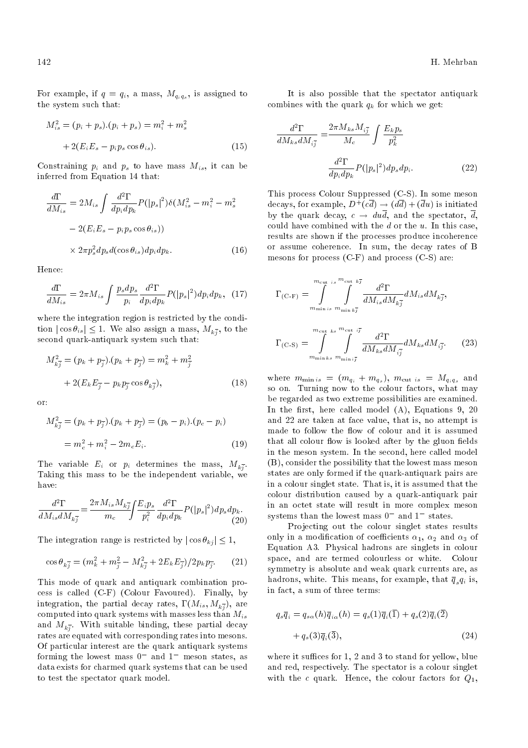For example, if $q = q_i$, a mass, $M_{q_i q_s}$, is assigned to the system such that:

$$M_{is}^2 = (p_i + p_s).(p_i + p_s) = m_i^2 + m_s^2 + 2(E_i E_s - p_i p_s \cos\theta_{is}). \tag{15}$$

Constraining $p_i$ and $p_s$ to have mass $M_{is}$, it can be inferred from Equation 14 that:

$$\frac{d\Gamma}{dM_{is}} = 2M_{is}\int \frac{d^2\Gamma}{dp_i dp_k} P(|p_s|^2)\delta(M_{is}^2 - m_i^2 - m_s^2 - 2(E_i E_s - p_i p_s \cos\theta_{is})) \times 2\pi p_s^2 dp_s d(\cos\theta_{is}) dp_i dp_k. \tag{16}$$

Hence:

$$\frac{d\Gamma}{dM_{is}} = 2\pi M_{is}\int \frac{p_s dp_s}{p_i} \frac{d^2\Gamma}{dp_i dp_k} P(|p_s|^2) dp_i dp_k, \tag{17}$$

where the integration region is restricted by the condition $|\cos\theta_{is}| \leq 1$. We also assign a mass, $M_{k\overline{j}}$, to the second quark-antiquark system such that:

$$M_{k\overline{j}}^2 = (p_k + p_{\overline{j}}).(p_k + p_{\overline{j}}) = m_k^2 + m_{\overline{j}}^2 + 2(E_k E_{\overline{j}} - p_k p_{\overline{j}} \cos\theta_{k\overline{j}}), \tag{18}$$

or:

$$M_{k\overline{j}}^2 = (p_k + p_{\overline{j}}).(p_k + p_{\overline{j}}) = (p_b - p_i).(p_c - p_i) = m_c^2 + m_i^2 - 2m_c E_i. \tag{19}$$

The variable $E_i$ or $p_i$ determines the mass, $M_{k\overline{j}}$. Taking this mass to be the independent variable, we have:

$$\frac{d^2\Gamma}{dM_{is}dM_{k\overline{j}}} = \frac{2\pi M_{is} M_{k\overline{j}}}{m_c}\int \frac{E_i p_s}{p_i^2} \frac{d^2\Gamma}{dp_i dp_k} P(|p_s|^2) dp_s dp_k. \tag{20}$$

The integration range is restricted by $|\cos\theta_{kj}| \leq 1$,

$$\cos\theta_{k\overline{j}} = (m_k^2 + m_{\overline{j}}^2 - M_{k\overline{j}}^2 + 2E_k E_{\overline{j}})/2p_k p_{\overline{j}}. \tag{21}$$

This mode of quark and antiquark combination process is called (C-F) (Colour Favoured). Finally, by integration, the partial decay rates, $\Gamma(M_{is}, M_{k\overline{j}})$, are computed into quark systems with masses less than $M_{is}$ and $M_{k\overline{j}}$. With suitable binding, these partial decay rates are equated with corresponding rates into mesons. Of particular interest are the quark antiquark systems forming the lowest mass $0^-$ and $1^-$ meson states, as data exists for charmed quark systems that can be used to test the spectator quark model.

It is also possible that the spectator antiquark combines with the quark $q_k$ for which we get:

$$\frac{d^2\Gamma}{dM_{ks}dM_{i\overline{j}}} = \frac{2\pi M_{ks} M_{i\overline{j}}}{M_c}\int \frac{E_k p_s}{p_k^2} \frac{d^2\Gamma}{dp_i dp_k} P(|p_s|^2) dp_s dp_i. \tag{22}$$

This process Colour Suppressed (C-S). In some meson decays, for example, $D^+(c\overline{d}) \to (d\overline{d}) + (\overline{d}u)$ is initiated by the quark decay, $c \to du\overline{d}$, and the spectator, $\overline{d}$, could have combined with the $d$ or the $u$. In this case, results are shown if the processes produce incoherence or assume coherence. In sum, the decay rates of B mesons for process (C-F) and process (C-S) are:

$$\Gamma_{(\text{C-F})} = \int_{m_{\min\, is}}^{m_{\text{cut}\ is}} \int_{m_{\min\, k\overline{j}}}^{m_{\text{cut}\ k\overline{j}}} \frac{d^2\Gamma}{dM_{is}dM_{k\overline{j}}} dM_{is} dM_{k\overline{j}},$$

$$\Gamma_{(\text{C-S})} = \int_{m_{\min\, ks}}^{m_{\text{cut}\ ks}} \int_{m_{\min\, i\overline{j}}}^{m_{\text{cut}\ i\overline{j}}} \frac{d^2\Gamma}{dM_{ks}dM_{i\overline{j}}} dM_{ks} dM_{i\overline{j}}. \tag{23}$$

where $m_{\min\, is} = (m_{q_i} + m_{q_s})$, $m_{\text{cut}\ is} = M_{q_i q_s}$ and so on. Turning now to the colour factors, what may be regarded as two extreme possibilities are examined. In the first, here called model (A), Equations 9, 20 and 22 are taken at face value, that is, no attempt is made to follow the flow of colour and it is assumed that all colour flow is looked after by the gluon fields in the meson system. In the second, here called model (B), consider the possibility that the lowest mass meson states are only formed if the quark-antiquark pairs are in a colour singlet state. That is, it is assumed that the colour distribution caused by a quark-antiquark pair in an octet state will result in more complex meson systems than the lowest mass $0^-$ and $1^-$ states.

Projecting out the colour singlet states results only in a modification of coefficients $\alpha_1$, $\alpha_2$ and $\alpha_3$ of Equation A3. Physical hadrons are singlets in colour space, and are termed colourless or white. Colour symmetry is absolute and weak quark currents are, as hadrons, white. This means, for example, that $\overline{q}_s q_i$ is, in fact, a sum of three terms:

$$q_s\overline{q}_i = q_{s\alpha}(h)\overline{q}_{i\alpha}(h) = q_s(1)\overline{q}_i(\overline{1}) + q_s(2)\overline{q}_i(\overline{2}) + q_s(3)\overline{q}_i(\overline{3}), \tag{24}$$

where it suffices for 1, 2 and 3 to stand for yellow, blue and red, respectively. The spectator is a colour singlet with the $c$ quark. Hence, the colour factors for $Q_1$,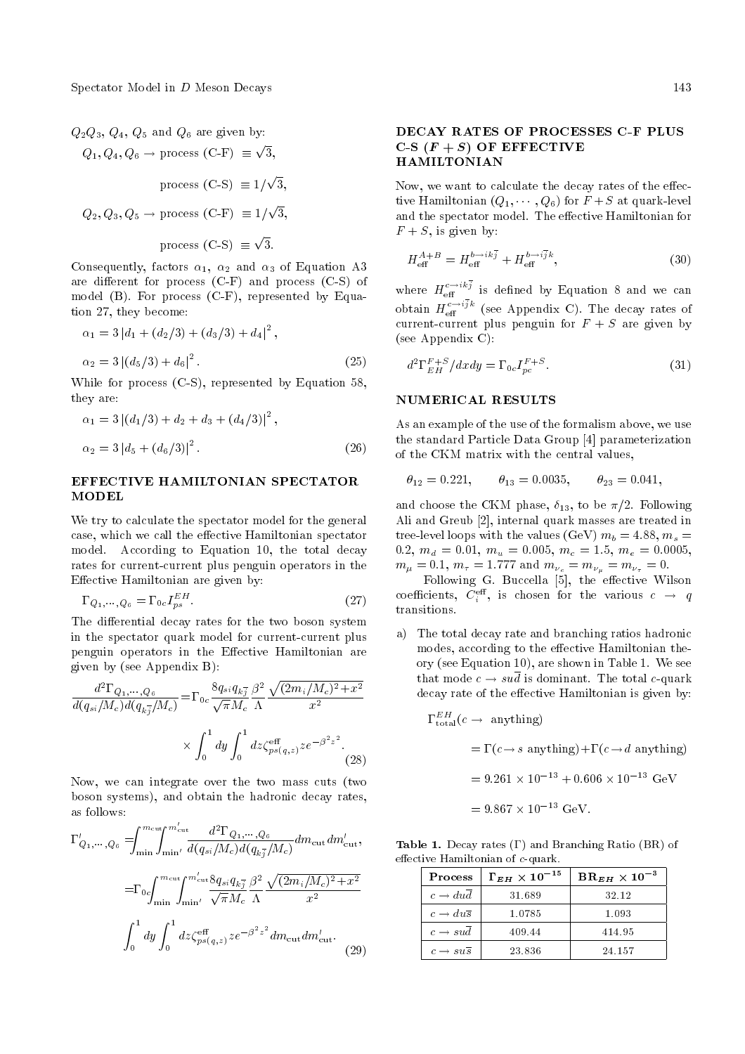$Q_2Q_3$, $Q_4$, $Q_5$ and $Q_6$ are given by:

$$Q_1, Q_4, Q_6 \to \text{process (C-F)} \equiv \sqrt{3},$$

$$\text{process (C-S)} \equiv 1/\sqrt{3},$$

$$Q_2, Q_3, Q_5 \to \text{process (C-F)} \equiv 1/\sqrt{3},$$

$$\text{process (C-S)} \equiv \sqrt{3}.$$

Consequently, factors $\alpha_1$, $\alpha_2$ and $\alpha_3$ of Equation A3 are different for process (C-F) and process (C-S) of model (B). For process (C-F), represented by Equation 27, they become:

$$\alpha_1 = 3\left|d_1 + (d_2/3) + (d_3/3) + d_4\right|^2,$$

$$\alpha_2 = 3\left|(d_5/3) + d_6\right|^2. \tag{25}$$

While for process (C-S), represented by Equation 58, they are:

$$\alpha_1 = 3\left|(d_1/3) + d_2 + d_3 + (d_4/3)\right|^2,$$

$$\alpha_2 = 3\left|d_5 + (d_6/3)\right|^2. \tag{26}$$

## EFFECTIVE HAMILTONIAN SPECTATOR MODEL

We try to calculate the spectator model for the general case, which we call the effective Hamiltonian spectator model. According to Equation 10, the total decay rates for current-current plus penguin operators in the Effective Hamiltonian are given by:

$$\Gamma_{Q_1,\cdots,Q_6} = \Gamma_{0c} I_{ps}^{EH}. \tag{27}$$

The differential decay rates for the two boson system in the spectator quark model for current-current plus penguin operators in the Effective Hamiltonian are given by (see Appendix B):

$$\frac{d^2\Gamma_{Q_1,\cdots,Q_6}}{d(q_{si}/M_c)d(q_{k\overline{j}}/M_c)} = \Gamma_{0c}\frac{8q_{si}q_{k\overline{j}}}{\sqrt{\pi}M_c}\frac{\beta^2}{\Lambda}\frac{\sqrt{(2m_i/M_c)^2+x^2}}{x^2}$$
$$\times\int_0^1 dy\int_0^1 dz\zeta_{ps(q,z)}^{\text{eff}} z e^{-\beta^2 z^2}. \tag{28}$$

Now, we can integrate over the two mass cuts (two boson systems), and obtain the hadronic decay rates, as follows:

$$\Gamma'_{Q_1,\cdots,Q_6} = \int_{\min}^{m_{\text{cut}}}\int_{\min'}^{m'_{\text{cut}}}\frac{d^2\Gamma_{Q_1,\cdots,Q_6}}{d(q_{si}/M_c)d(q_{k\overline{j}}/M_c)}dm_{\text{cut}}dm'_{\text{cut}},$$

$$= \Gamma_{0c}\int_{\min}^{m_{\text{cut}}}\int_{\min'}^{m'_{\text{cut}}}\frac{8q_{si}q_{k\overline{j}}}{\sqrt{\pi}M_c}\frac{\beta^2}{\Lambda}\frac{\sqrt{(2m_i/M_c)^2+x^2}}{x^2}$$
$$\int_0^1 dy\int_0^1 dz\zeta_{ps(q,z)}^{\text{eff}} z e^{-\beta^2 z^2} dm_{\text{cut}}dm'_{\text{cut}}. \tag{29}$$

## DECAY RATES OF PROCESSES C-F PLUS C-S ($F+S$) OF EFFECTIVE HAMILTONIAN

Now, we want to calculate the decay rates of the effective Hamiltonian ($Q_1,\cdots,Q_6$) for $F+S$ at quark-level and the spectator model. The effective Hamiltonian for $F+S$, is given by:

$$H_{\text{eff}}^{A+B} = H_{\text{eff}}^{b\to ik\overline{j}} + H_{\text{eff}}^{b\to i\overline{j}k}, \tag{30}$$

where $H_{\text{eff}}^{c\to ik\overline{j}}$ is defined by Equation 8 and we can obtain $H_{\text{eff}}^{c\to i\overline{j}k}$ (see Appendix C). The decay rates of current-current plus penguin for $F+S$ are given by (see Appendix C):

$$d^2\Gamma_{EH}^{F+S}/dxdy = \Gamma_{0c}I_{pc}^{F+S}. \tag{31}$$

## NUMERICAL RESULTS

As an example of the use of the formalism above, we use the standard Particle Data Group [4] parameterization of the CKM matrix with the central values,

$$\theta_{12} = 0.221, \qquad \theta_{13} = 0.0035, \qquad \theta_{23} = 0.041,$$

and choose the CKM phase, $\delta_{13}$, to be $\pi/2$. Following Ali and Greub [2], internal quark masses are treated in tree-level loops with the values (GeV) $m_b = 4.88$, $m_s = 0.2$, $m_d = 0.01$, $m_u = 0.005$, $m_c = 1.5$, $m_e = 0.0005$, $m_\mu = 0.1$, $m_\tau = 1.777$ and $m_{\nu_e} = m_{\nu_\mu} = m_{\nu_\tau} = 0$.

Following G. Buccella [5], the effective Wilson coefficients, $C_i^{\text{eff}}$, is chosen for the various $c \to q$ transitions.

a) The total decay rate and branching ratios hadronic modes, according to the effective Hamiltonian theory (see Equation 10), are shown in Table 1. We see that mode $c \to su\overline{d}$ is dominant. The total $c$-quark decay rate of the effective Hamiltonian is given by:

$$\Gamma_{\text{total}}^{EH}(c \to \text{ anything})$$
$$= \Gamma(c \to s \text{ anything}) + \Gamma(c \to d \text{ anything})$$
$$= 9.261\times10^{-13} + 0.606\times10^{-13} \text{ GeV}$$
$$= 9.867\times10^{-13} \text{ GeV}.$$

**Table 1.** Decay rates ($\Gamma$) and Branching Ratio (BR) of effective Hamiltonian of $c$-quark.

| Process | $\Gamma_{EH}\times10^{-15}$ | $\text{BR}_{EH}\times10^{-3}$ |
|---|---|---|
| $c \to du\overline{d}$ | 31.689 | 32.12 |
| $c \to du\overline{s}$ | 1.0785 | 1.093 |
| $c \to su\overline{d}$ | 409.44 | 414.95 |
| $c \to su\overline{s}$ | 23.836 | 24.157 |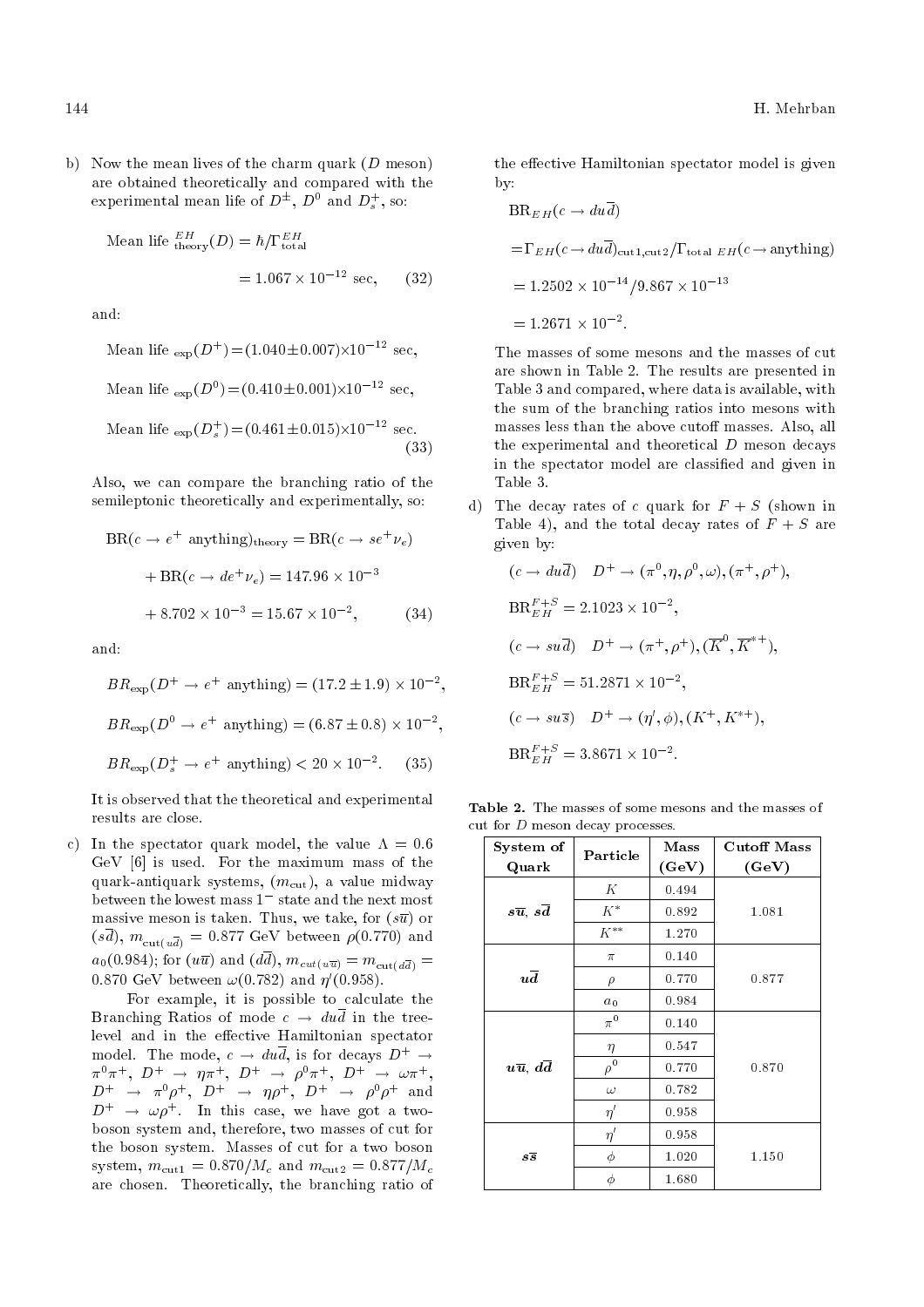b) Now the mean lives of the charm quark ($D$ meson) are obtained theoretically and compared with the experimental mean life of $D^{\pm}$, $D^0$ and $D_s^+$, so:

$$\text{Mean life}\ _{\text{theory}}^{EH}(D) = \hbar/\Gamma_{\text{total}}^{EH} = 1.067 \times 10^{-12}\ \text{sec}, \qquad (32)$$

and:

$$\text{Mean life}\ _{\text{exp}}(D^+) = (1.040 \pm 0.007) \times 10^{-12}\ \text{sec},$$

$$\text{Mean life}\ _{\text{exp}}(D^0) = (0.410 \pm 0.001) \times 10^{-12}\ \text{sec},$$

$$\text{Mean life}\ _{\text{exp}}(D_s^+) = (0.461 \pm 0.015) \times 10^{-12}\ \text{sec}. \qquad (33)$$

Also, we can compare the branching ratio of the semileptonic theoretically and experimentally, so:

$$\text{BR}(c \to e^+\ \text{anything})_{\text{theory}} = \text{BR}(c \to s e^+ \nu_e) + \text{BR}(c \to d e^+ \nu_e) = 147.96 \times 10^{-3} + 8.702 \times 10^{-3} = 15.67 \times 10^{-2}, \qquad (34)$$

and:

$$BR_{\text{exp}}(D^+ \to e^+\ \text{anything}) = (17.2 \pm 1.9) \times 10^{-2},$$

$$BR_{\text{exp}}(D^0 \to e^+\ \text{anything}) = (6.87 \pm 0.8) \times 10^{-2},$$

$$BR_{\text{exp}}(D_s^+ \to e^+\ \text{anything}) < 20 \times 10^{-2}. \qquad (35)$$

It is observed that the theoretical and experimental results are close.

c) In the spectator quark model, the value $\Lambda = 0.6$ GeV [6] is used. For the maximum mass of the quark-antiquark systems, ($m_{\text{cut}}$), a value midway between the lowest mass $1^-$ state and the next most massive meson is taken. Thus, we take, for ($s\overline{u}$) or ($s\overline{d}$), $m_{\text{cut}(u\overline{d})} = 0.877$ GeV between $\rho(0.770)$ and $a_0(0.984)$; for ($u\overline{u}$) and ($d\overline{d}$), $m_{cut(u\overline{u})} = m_{cut(d\overline{d})} = 0.870$ GeV between $\omega(0.782)$ and $\eta'(0.958)$.

For example, it is possible to calculate the Branching Ratios of mode $c \to du\overline{d}$ in the tree-level and in the effective Hamiltonian spectator model. The mode, $c \to du\overline{d}$, is for decays $D^+ \to \pi^0\pi^+$, $D^+ \to \eta\pi^+$, $D^+ \to \rho^0\pi^+$, $D^+ \to \omega\pi^+$, $D^+ \to \pi^0\rho^+$, $D^+ \to \eta\rho^+$, $D^+ \to \rho^0\rho^+$ and $D^+ \to \omega\rho^+$. In this case, we have got a two-boson system and, therefore, two masses of cut for the boson system. Masses of cut for a two boson system, $m_{\text{cut}1} = 0.870/M_c$ and $m_{\text{cut}2} = 0.877/M_c$ are chosen. Theoretically, the branching ratio of the effective Hamiltonian spectator model is given by:

$$\text{BR}_{EH}(c \to du\overline{d}) = \Gamma_{EH}(c \to du\overline{d})_{\text{cut}1,\text{cut}2}/\Gamma_{\text{total}\ EH}(c \to \text{anything}) = 1.2502 \times 10^{-14}/9.867 \times 10^{-13} = 1.2671 \times 10^{-2}.$$

The masses of some mesons and the masses of cut are shown in Table 2. The results are presented in Table 3 and compared, where data is available, with the sum of the branching ratios into mesons with masses less than the above cutoff masses. Also, all the experimental and theoretical $D$ meson decays in the spectator model are classified and given in Table 3.

d) The decay rates of $c$ quark for $F+S$ (shown in Table 4), and the total decay rates of $F+S$ are given by:

$$(c \to du\overline{d}) \quad D^+ \to (\pi^0, \eta, \rho^0, \omega), (\pi^+, \rho^+),$$

$$\text{BR}_{EH}^{F+S} = 2.1023 \times 10^{-2},$$

$$(c \to su\overline{d}) \quad D^+ \to (\pi^+, \rho^+), (\overline{K}^0, \overline{K}^{*+}),$$

$$\text{BR}_{EH}^{F+S} = 51.2871 \times 10^{-2},$$

$$(c \to su\overline{s}) \quad D^+ \to (\eta', \phi), (K^+, K^{*+}),$$

$$\text{BR}_{EH}^{F+S} = 3.8671 \times 10^{-2}.$$

**Table 2.** The masses of some mesons and the masses of cut for $D$ meson decay processes.

| System of Quark | Particle | Mass (GeV) | Cutoff Mass (GeV) |
|---|---|---|---|
| $s\overline{u}$, $s\overline{d}$ | $K$ | 0.494 | 1.081 |
| | $K^*$ | 0.892 | |
| | $K^{**}$ | 1.270 | |
| $u\overline{d}$ | $\pi$ | 0.140 | 0.877 |
| | $\rho$ | 0.770 | |
| | $a_0$ | 0.984 | |
| $u\overline{u}$, $d\overline{d}$ | $\pi^0$ | 0.140 | 0.870 |
| | $\eta$ | 0.547 | |
| | $\rho^0$ | 0.770 | |
| | $\omega$ | 0.782 | |
| | $\eta'$ | 0.958 | |
| $s\overline{s}$ | $\eta'$ | 0.958 | 1.150 |
| | $\phi$ | 1.020 | |
| | $\phi$ | 1.680 | |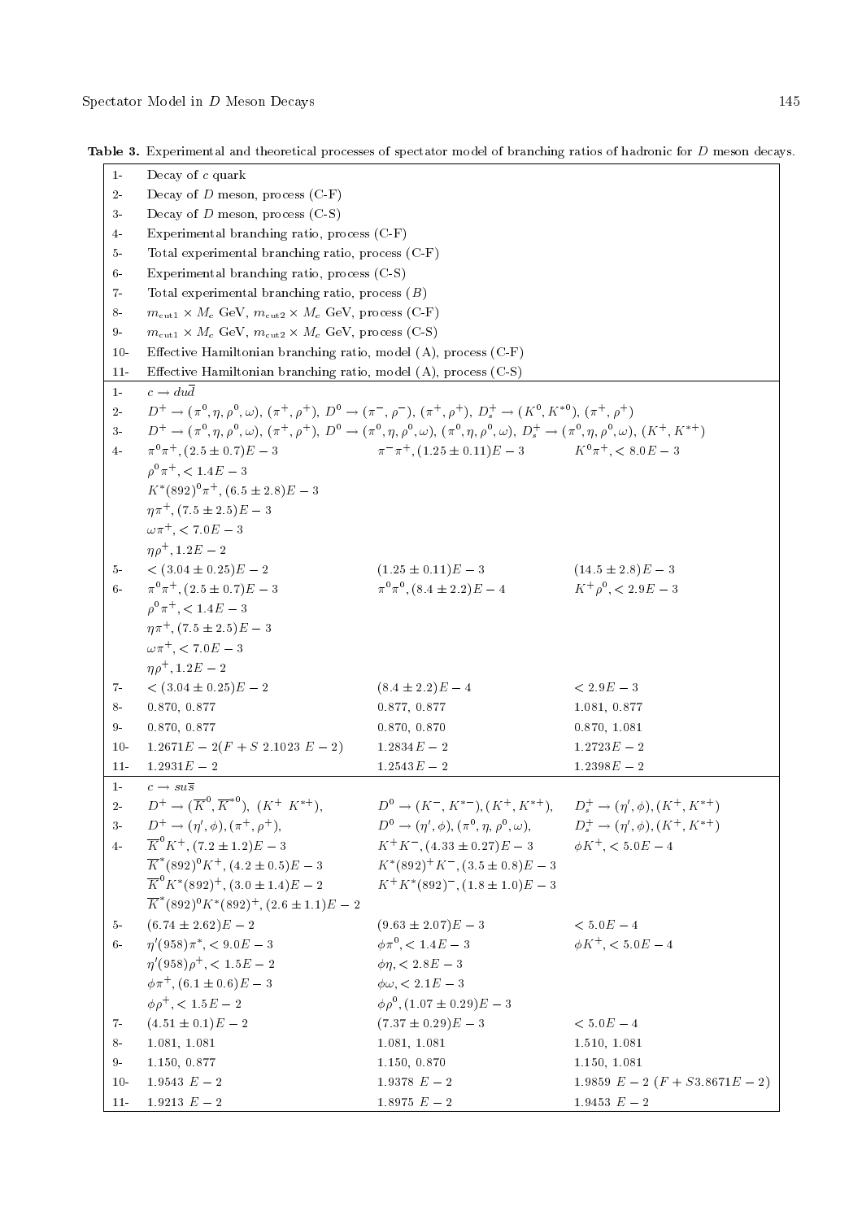**Table 3.** Experimental and theoretical processes of spectator model of branching ratios of hadronic for $D$ meson decays.

| | | | |
|---|---|---|---|
| 1- | Decay of $c$ quark | | |
| 2- | Decay of $D$ meson, process (C-F) | | |
| 3- | Decay of $D$ meson, process (C-S) | | |
| 4- | Experimental branching ratio, process (C-F) | | |
| 5- | Total experimental branching ratio, process (C-F) | | |
| 6- | Experimental branching ratio, process (C-S) | | |
| 7- | Total experimental branching ratio, process ($B$) | | |
| 8- | $m_{\text{cut1}} \times M_c$ GeV, $m_{\text{cut2}} \times M_c$ GeV, process (C-F) | | |
| 9- | $m_{\text{cut1}} \times M_c$ GeV, $m_{\text{cut2}} \times M_c$ GeV, process (C-S) | | |
| 10- | Effective Hamiltonian branching ratio, model (A), process (C-F) | | |
| 11- | Effective Hamiltonian branching ratio, model (A), process (C-S) | | |
| 1- | $c \to du\overline{d}$ | | |
| 2- | $D^+ \to (\pi^0, \eta, \rho^0, \omega)$, $(\pi^+, \rho^+)$, $D^0 \to (\pi^-, \rho^-)$, $(\pi^+, \rho^+)$, $D_s^+ \to (K^0, K^{*0})$, $(\pi^+, \rho^+)$ | | |
| 3- | $D^+ \to (\pi^0, \eta, \rho^0, \omega)$, $(\pi^+, \rho^+)$, $D^0 \to (\pi^0, \eta, \rho^0, \omega)$, $(\pi^0, \eta, \rho^0, \omega)$, $D_s^+ \to (\pi^0, \eta, \rho^0, \omega)$, $(K^+, K^{*+})$ | | |
| 4- | $\pi^0\pi^+, (2.5 \pm 0.7)E-3$<br>$\rho^0\pi^+, < 1.4E-3$<br>$K^*(892)^0\pi^+, (6.5 \pm 2.8)E-3$<br>$\eta\pi^+, (7.5 \pm 2.5)E-3$<br>$\omega\pi^+, < 7.0E-3$<br>$\eta\rho^+, 1.2E-2$ | $\pi^-\pi^+, (1.25 \pm 0.11)E-3$ | $K^0\pi^+, < 8.0E-3$ |
| 5- | $< (3.04 \pm 0.25)E-2$ | $(1.25 \pm 0.11)E-3$ | $(14.5 \pm 2.8)E-3$ |
| 6- | $\pi^0\pi^+, (2.5 \pm 0.7)E-3$<br>$\rho^0\pi^+, < 1.4E-3$<br>$\eta\pi^+, (7.5 \pm 2.5)E-3$<br>$\omega\pi^+, < 7.0E-3$<br>$\eta\rho^+, 1.2E-2$ | $\pi^0\pi^0, (8.4 \pm 2.2)E-4$ | $K^+\rho^0, < 2.9E-3$ |
| 7- | $< (3.04 \pm 0.25)E-2$ | $(8.4 \pm 2.2)E-4$ | $< 2.9E-3$ |
| 8- | 0.870, 0.877 | 0.877, 0.877 | 1.081, 0.877 |
| 9- | 0.870, 0.877 | 0.870, 0.870 | 0.870, 1.081 |
| 10- | $1.2671E-2 (F + S\ 2.1023\ E-2)$ | $1.2834E-2$ | $1.2723E-2$ |
| 11- | $1.2931E-2$ | $1.2543E-2$ | $1.2398E-2$ |
| 1- | $c \to su\overline{s}$ | | |
| 2- | $D^+ \to (\overline{K}^0, \overline{K}^{*0})$, $(K^+\ K^{*+})$, | $D^0 \to (K^-, K^{*-}), (K^+, K^{*+})$, | $D_s^+ \to (\eta', \phi), (K^+, K^{*+})$ |
| 3- | $D^+ \to (\eta', \phi), (\pi^+, \rho^+)$, | $D^0 \to (\eta', \phi), (\pi^0, \eta, \rho^0, \omega)$, | $D_s^+ \to (\eta', \phi), (K^+, K^{*+})$ |
| 4- | $\overline{K}^0K^+, (7.2 \pm 1.2)E-3$<br>$\overline{K}^*(892)^0K^+, (4.2 \pm 0.5)E-3$<br>$\overline{K}^0K^*(892)^+, (3.0 \pm 1.4)E-2$<br>$\overline{K}^*(892)^0K^*(892)^+, (2.6 \pm 1.1)E-2$ | $K^+K^-, (4.33 \pm 0.27)E-3$<br>$K^*(892)^+K^-, (3.5 \pm 0.8)E-3$<br>$K^+K^*(892)^-, (1.8 \pm 1.0)E-3$ | $\phi K^+, < 5.0E-4$ |
| 5- | $(6.74 \pm 2.62)E-2$ | $(9.63 \pm 2.07)E-3$ | $< 5.0E-4$ |
| 6- | $\eta'(958)\pi^*, < 9.0E-3$<br>$\eta'(958)\rho^+, < 1.5E-2$<br>$\phi\pi^+, (6.1 \pm 0.6)E-3$<br>$\phi\rho^+, < 1.5E-2$ | $\phi\pi^0, < 1.4E-3$<br>$\phi\eta, < 2.8E-3$<br>$\phi\omega, < 2.1E-3$<br>$\phi\rho^0, (1.07 \pm 0.29)E-3$ | $\phi K^+, < 5.0E-4$ |
| 7- | $(4.51 \pm 0.1)E-2$ | $(7.37 \pm 0.29)E-3$ | $< 5.0E-4$ |
| 8- | 1.081, 1.081 | 1.081, 1.081 | 1.510, 1.081 |
| 9- | 1.150, 0.877 | 1.150, 0.870 | 1.150, 1.081 |
| 10- | $1.9543\ E-2$ | $1.9378\ E-2$ | $1.9859\ E-2\ (F + S3.8671E-2)$ |
| 11- | $1.9213\ E-2$ | $1.8975\ E-2$ | $1.9453\ E-2$ |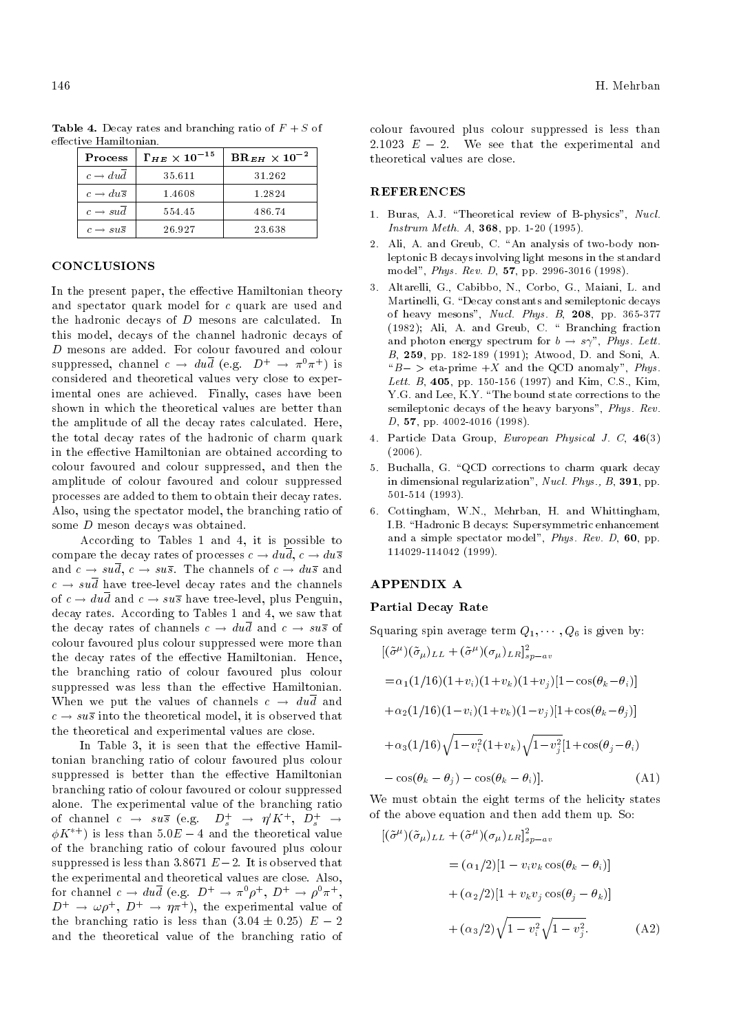**Table 4.** Decay rates and branching ratio of $F+S$ of effective Hamiltonian.

| Process | $\Gamma_{HE}\times 10^{-15}$ | $\mathrm{BR}_{EH}\times 10^{-2}$ |
|---|---|---|
| $c\rightarrow du\overline{d}$ | 35.611 | 31.262 |
| $c\rightarrow du\overline{s}$ | 1.4608 | 1.2824 |
| $c\rightarrow su\overline{d}$ | 554.45 | 486.74 |
| $c\rightarrow su\overline{s}$ | 26.927 | 23.638 |

## CONCLUSIONS

In the present paper, the effective Hamiltonian theory and spectator quark model for $c$ quark are used and the hadronic decays of $D$ mesons are calculated. In this model, decays of the channel hadronic decays of $D$ mesons are added. For colour favoured and colour suppressed, channel $c\rightarrow du\overline{d}$ (e.g. $D^{+}\rightarrow\pi^{0}\pi^{+}$) is considered and theoretical values very close to experimental ones are achieved. Finally, cases have been shown in which the theoretical values are better than the amplitude of all the decay rates calculated. Here, the total decay rates of the hadronic of charm quark in the effective Hamiltonian are obtained according to colour favoured and colour suppressed, and then the amplitude of colour favoured and colour suppressed processes are added to them to obtain their decay rates. Also, using the spectator model, the branching ratio of some $D$ meson decays was obtained.

According to Tables 1 and 4, it is possible to compare the decay rates of processes $c\rightarrow du\overline{d}$, $c\rightarrow du\overline{s}$ and $c\rightarrow su\overline{d}$, $c\rightarrow su\overline{s}$. The channels of $c\rightarrow du\overline{s}$ and $c\rightarrow su\overline{d}$ have tree-level decay rates and the channels of $c\rightarrow du\overline{d}$ and $c\rightarrow su\overline{s}$ have tree-level, plus Penguin, decay rates. According to Tables 1 and 4, we saw that the decay rates of channels $c\rightarrow du\overline{d}$ and $c\rightarrow su\overline{s}$ of colour favoured plus colour suppressed were more than the decay rates of the effective Hamiltonian. Hence, the branching ratio of colour favoured plus colour suppressed was less than the effective Hamiltonian. When we put the values of channels $c\rightarrow du\overline{d}$ and $c\rightarrow su\overline{s}$ into the theoretical model, it is observed that the theoretical and experimental values are close.

In Table 3, it is seen that the effective Hamiltonian branching ratio of colour favoured plus colour suppressed is better than the effective Hamiltonian branching ratio of colour favoured or colour suppressed alone. The experimental value of the branching ratio of channel $c\rightarrow su\overline{s}$ (e.g. $D_{s}^{+}\rightarrow\eta' K^{+}$, $D_{s}^{+}\rightarrow\phi K^{*+}$) is less than $5.0E-4$ and the theoretical value of the branching ratio of colour favoured plus colour suppressed is less than $3.8671\ E-2$. It is observed that the experimental and theoretical values are close. Also, for channel $c\rightarrow du\overline{d}$ (e.g. $D^{+}\rightarrow\pi^{0}\rho^{+}$, $D^{+}\rightarrow\rho^{0}\pi^{+}$, $D^{+}\rightarrow\omega\rho^{+}$, $D^{+}\rightarrow\eta\pi^{+}$), the experimental value of the branching ratio is less than $(3.04\pm 0.25)\ E-2$ and the theoretical value of the branching ratio of colour favoured plus colour suppressed is less than $2.1023\ E-2$. We see that the experimental and theoretical values are close.

## REFERENCES

1. Buras, A.J. "Theoretical review of B-physics", *Nucl. Instrum Meth. A*, **368**, pp. 1-20 (1995).
2. Ali, A. and Greub, C. "An analysis of two-body non-leptonic B decays involving light mesons in the standard model", *Phys. Rev. D*, **57**, pp. 2996-3016 (1998).
3. Altarelli, G., Cabibbo, N., Corbo, G., Maiani, L. and Martinelli, G. "Decay constants and semileptonic decays of heavy mesons", *Nucl. Phys. B*, **208**, pp. 365-377 (1982); Ali, A. and Greub, C. " Branching fraction and photon energy spectrum for $b\rightarrow s\gamma$", *Phys. Lett. B*, **259**, pp. 182-189 (1991); Atwood, D. and Soni, A. "B− > eta-prime +X and the QCD anomaly", *Phys. Lett. B*, **405**, pp. 150-156 (1997) and Kim, C.S., Kim, Y.G. and Lee, K.Y. "The bound state corrections to the semileptonic decays of the heavy baryons", *Phys. Rev. D*, **57**, pp. 4002-4016 (1998).
4. Particle Data Group, *European Physical J. C*, **46**(3) (2006).
5. Buchalla, G. "QCD corrections to charm quark decay in dimensional regularization", *Nucl. Phys., B*, **391**, pp. 501-514 (1993).
6. Cottingham, W.N., Mehrban, H. and Whittingham, I.B. "Hadronic B decays: Supersymmetric enhancement and a simple spectator model", *Phys. Rev. D*, **60**, pp. 114029-114042 (1999).

## APPENDIX A

### Partial Decay Rate

Squaring spin average term $Q_1,\cdots,Q_6$ is given by:

$$
\begin{aligned}
&[(\tilde{\sigma}^{\mu})(\tilde{\sigma}_{\mu})_{LL}+(\tilde{\sigma}^{\mu})(\sigma_{\mu})_{LR}]^{2}_{sp-av}\\
&=\alpha_{1}(1/16)(1+v_{i})(1+v_{k})(1+v_{j})[1-\cos(\theta_{k}-\theta_{i})]\\
&+\alpha_{2}(1/16)(1-v_{i})(1+v_{k})(1-v_{j})[1+\cos(\theta_{k}-\theta_{j})]\\
&+\alpha_{3}(1/16)\sqrt{1-v_{i}^{2}}(1+v_{k})\sqrt{1-v_{j}^{2}}[1+\cos(\theta_{j}-\theta_{i})\\
&-\cos(\theta_{k}-\theta_{j})-\cos(\theta_{k}-\theta_{i})].
\end{aligned}
\tag{A1}
$$

We must obtain the eight terms of the helicity states of the above equation and then add them up. So:

$$
\begin{aligned}
&[(\tilde{\sigma}^{\mu})(\tilde{\sigma}_{\mu})_{LL}+(\tilde{\sigma}^{\mu})(\sigma_{\mu})_{LR}]^{2}_{sp-av}\\
&=(\alpha_{1}/2)[1-v_{i}v_{k}\cos(\theta_{k}-\theta_{i})]\\
&+(\alpha_{2}/2)[1+v_{k}v_{j}\cos(\theta_{j}-\theta_{k})]\\
&+(\alpha_{3}/2)\sqrt{1-v_{i}^{2}}\sqrt{1-v_{j}^{2}}.
\end{aligned}
\tag{A2}
$$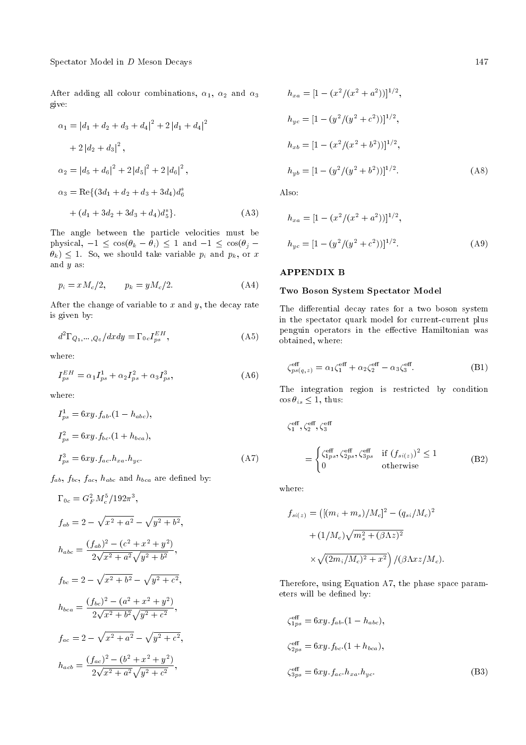After adding all colour combinations, $\alpha_1$, $\alpha_2$ and $\alpha_3$ give:

$$\alpha_1 = |d_1 + d_2 + d_3 + d_4|^2 + 2|d_1 + d_4|^2$$
$$+ 2|d_2 + d_3|^2,$$
$$\alpha_2 = |d_5 + d_6|^2 + 2|d_5|^2 + 2|d_6|^2,$$
$$\alpha_3 = \mathrm{Re}\{(3d_1 + d_2 + d_3 + 3d_4)d_6^*$$
$$+ (d_1 + 3d_2 + 3d_3 + d_4)d_5^*\}. \quad \text{(A3)}$$

The angle between the particle velocities must be physical, $-1 \leq \cos(\theta_k - \theta_i) \leq 1$ and $-1 \leq \cos(\theta_j - \theta_k) \leq 1$. So, we should take variable $p_i$ and $p_k$, or $x$ and $y$ as:

$$p_i = xM_c/2, \qquad p_k = yM_c/2. \quad \text{(A4)}$$

After the change of variable to $x$ and $y$, the decay rate is given by:

$$d^2\Gamma_{Q_1,\cdots,Q_6}/dxdy = \Gamma_{0c} I_{ps}^{EH}, \quad \text{(A5)}$$

where:

$$I_{ps}^{EH} = \alpha_1 I_{ps}^1 + \alpha_2 I_{ps}^2 + \alpha_3 I_{ps}^3, \quad \text{(A6)}$$

where:

$$I_{ps}^1 = 6xy.f_{ab}.(1 - h_{abc}),$$
$$I_{ps}^2 = 6xy.f_{bc}.(1 + h_{bca}),$$
$$I_{ps}^3 = 6xy.f_{ac}.h_{xa}.h_{yc}. \quad \text{(A7)}$$

$f_{ab}$, $f_{bc}$, $f_{ac}$, $h_{abc}$ and $h_{bca}$ are defined by:

$$\Gamma_{0c} = G_F^2 M_c^5/192\pi^3,$$
$$f_{ab} = 2 - \sqrt{x^2 + a^2} - \sqrt{y^2 + b^2},$$
$$h_{abc} = \frac{(f_{ab})^2 - (c^2 + x^2 + y^2)}{2\sqrt{x^2 + a^2}\sqrt{y^2 + b^2}},$$
$$f_{bc} = 2 - \sqrt{x^2 + b^2} - \sqrt{y^2 + c^2},$$
$$h_{bca} = \frac{(f_{bc})^2 - (a^2 + x^2 + y^2)}{2\sqrt{x^2 + b^2}\sqrt{y^2 + c^2}},$$
$$f_{ac} = 2 - \sqrt{x^2 + a^2} - \sqrt{y^2 + c^2},$$
$$h_{acb} = \frac{(f_{ac})^2 - (b^2 + x^2 + y^2)}{2\sqrt{x^2 + a^2}\sqrt{y^2 + c^2}},$$
$$h_{xa} = [1 - (x^2/(x^2 + a^2))]^{1/2},$$
$$h_{yc} = [1 - (y^2/(y^2 + c^2))]^{1/2},$$
$$h_{xb} = [1 - (x^2/(x^2 + b^2))]^{1/2},$$
$$h_{yb} = [1 - (y^2/(y^2 + b^2))]^{1/2}. \quad \text{(A8)}$$

Also:

$$h_{xa} = [1 - (x^2/(x^2 + a^2))]^{1/2},$$
$$h_{yc} = [1 - (y^2/(y^2 + c^2))]^{1/2}. \quad \text{(A9)}$$

## APPENDIX B

### Two Boson System Spectator Model

The differential decay rates for a two boson system in the spectator quark model for current-current plus penguin operators in the effective Hamiltonian was obtained, where:

$$\zeta_{ps(q,z)}^{\text{eff}} = \alpha_1 \zeta_1^{\text{eff}} + \alpha_2 \zeta_2^{\text{eff}} - \alpha_3 \zeta_3^{\text{eff}}. \quad \text{(B1)}$$

The integration region is restricted by condition $\cos\theta_{is} \leq 1$, thus:

$$\zeta_1^{\text{eff}}, \zeta_2^{\text{eff}}, \zeta_3^{\text{eff}}$$
$$= \begin{cases} \zeta_{1ps}^{\text{eff}}, \zeta_{2ps}^{\text{eff}}, \zeta_{3ps}^{\text{eff}} & \text{if } (f_{si(z)})^2 \leq 1 \\ 0 & \text{otherwise} \end{cases} \quad \text{(B2)}$$

where:

$$f_{si(z)} = \Big([(m_i + m_s)/M_c]^2 - (q_{si}/M_c)^2$$
$$+ (1/M_c)\sqrt{m_s^2 + (\beta\Lambda z)^2}$$
$$\times \sqrt{(2m_i/M_c)^2 + x^2}\Big)/(\beta\Lambda xz/M_c).$$

Therefore, using Equation A7, the phase space parameters will be defined by:

$$\zeta_{1ps}^{\text{eff}} = 6xy.f_{ab}.(1 - h_{abc}),$$
$$\zeta_{2ps}^{\text{eff}} = 6xy.f_{bc}.(1 + h_{bca}),$$
$$\zeta_{3ps}^{\text{eff}} = 6xy.f_{ac}.h_{xa}.h_{yc}. \quad \text{(B3)}$$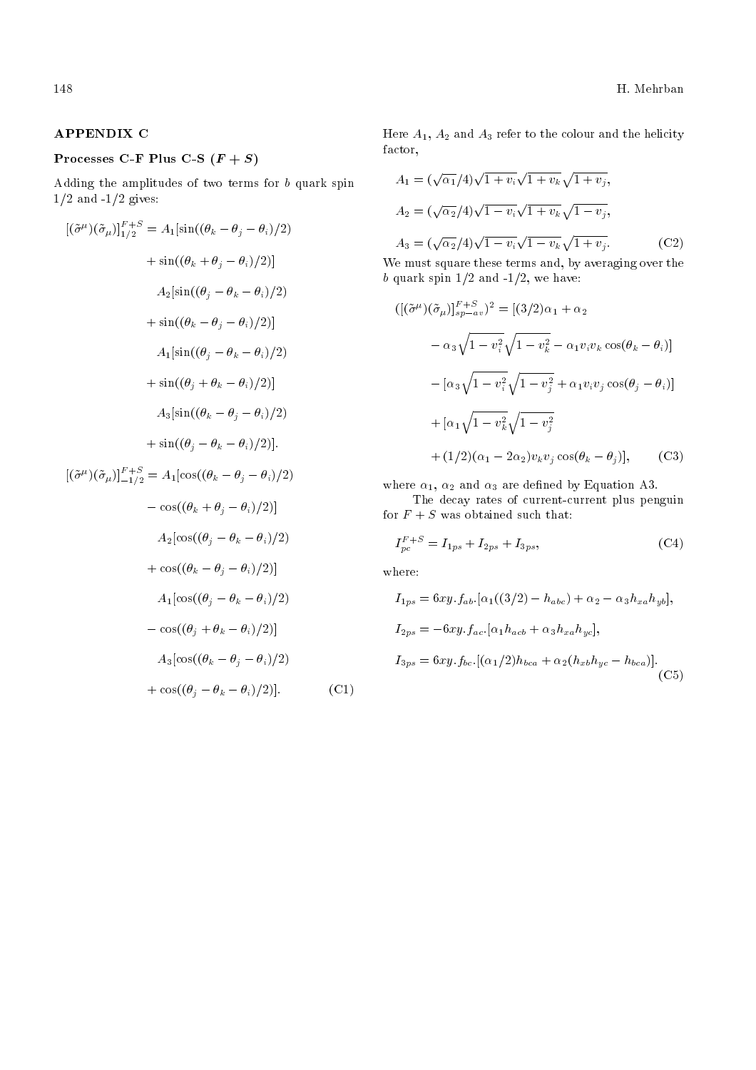## APPENDIX C

### Processes C-F Plus C-S ($F + S$)

Adding the amplitudes of two terms for $b$ quark spin 1/2 and -1/2 gives:

$$
\begin{aligned}
[(\tilde{\sigma}^{\mu})(\tilde{\sigma}_{\mu})]^{F+S}_{1/2} = {} & A_1[\sin((\theta_k - \theta_j - \theta_i)/2) \\
& + \sin((\theta_k + \theta_j - \theta_i)/2)] \\
& A_2[\sin((\theta_j - \theta_k - \theta_i)/2) \\
& + \sin((\theta_k - \theta_j - \theta_i)/2)] \\
& A_1[\sin((\theta_j - \theta_k - \theta_i)/2) \\
& + \sin((\theta_j + \theta_k - \theta_i)/2)] \\
& A_3[\sin((\theta_k - \theta_j - \theta_i)/2) \\
& + \sin((\theta_j - \theta_k - \theta_i)/2)]. \\
[(\tilde{\sigma}^{\mu})(\tilde{\sigma}_{\mu})]^{F+S}_{-1/2} = {} & A_1[\cos((\theta_k - \theta_j - \theta_i)/2) \\
& - \cos((\theta_k + \theta_j - \theta_i)/2)] \\
& A_2[\cos((\theta_j - \theta_k - \theta_i)/2) \\
& + \cos((\theta_k - \theta_j - \theta_i)/2)] \\
& A_1[\cos((\theta_j - \theta_k - \theta_i)/2) \\
& - \cos((\theta_j + \theta_k - \theta_i)/2)] \\
& A_3[\cos((\theta_k - \theta_j - \theta_i)/2) \\
& + \cos((\theta_j - \theta_k - \theta_i)/2)].
\end{aligned}
\tag{C1}
$$

Here $A_1$, $A_2$ and $A_3$ refer to the colour and the helicity factor,

$$
\begin{aligned}
A_1 &= (\sqrt{\alpha_1}/4)\sqrt{1+v_i}\sqrt{1+v_k}\sqrt{1+v_j}, \\
A_2 &= (\sqrt{\alpha_2}/4)\sqrt{1-v_i}\sqrt{1+v_k}\sqrt{1-v_j}, \\
A_3 &= (\sqrt{\alpha_2}/4)\sqrt{1-v_i}\sqrt{1-v_k}\sqrt{1+v_j}.
\end{aligned}
\tag{C2}
$$

We must square these terms and, by averaging over the $b$ quark spin 1/2 and -1/2, we have:

$$
\begin{aligned}
([(\tilde{\sigma}^{\mu})(\tilde{\sigma}_{\mu})]^{F+S}_{sp-av})^2 = {} & [(3/2)\alpha_1 + \alpha_2 \\
& - \alpha_3\sqrt{1-v_i^2}\sqrt{1-v_k^2} - \alpha_1 v_i v_k \cos(\theta_k - \theta_i)] \\
& - [\alpha_3\sqrt{1-v_i^2}\sqrt{1-v_j^2} + \alpha_1 v_i v_j \cos(\theta_j - \theta_i)] \\
& + [\alpha_1\sqrt{1-v_k^2}\sqrt{1-v_j^2} \\
& + (1/2)(\alpha_1 - 2\alpha_2) v_k v_j \cos(\theta_k - \theta_j)],
\end{aligned}
\tag{C3}
$$

where $\alpha_1$, $\alpha_2$ and $\alpha_3$ are defined by Equation A3.

The decay rates of current-current plus penguin for $F + S$ was obtained such that:

$$
I^{F+S}_{pc} = I_{1ps} + I_{2ps} + I_{3ps}, \tag{C4}
$$

where:

$$
\begin{aligned}
I_{1ps} &= 6xy.f_{ab}.[\alpha_1((3/2) - h_{abc}) + \alpha_2 - \alpha_3 h_{xa} h_{yb}], \\
I_{2ps} &= -6xy.f_{ac}.[\alpha_1 h_{acb} + \alpha_3 h_{xa} h_{yc}], \\
I_{3ps} &= 6xy.f_{bc}.[(\alpha_1/2) h_{bca} + \alpha_2(h_{xb} h_{yc} - h_{bca})].
\end{aligned}
\tag{C5}
$$